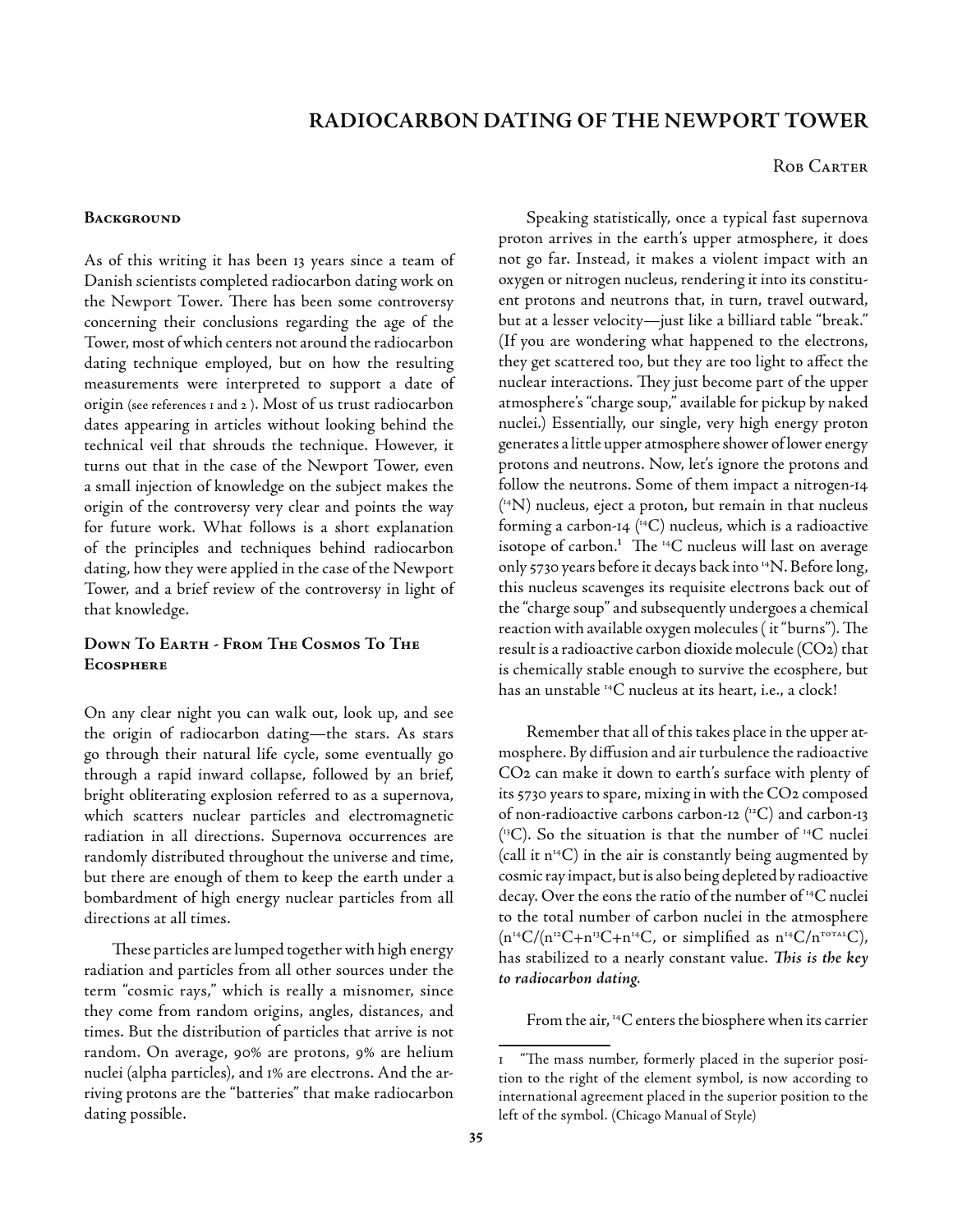# RADIOCARBON DATING OF THE NEWPORT TOWER

Rob Carter

## Background

As of this writing it has been 13 years since a team of Danish scientists completed radiocarbon dating work on the Newport Tower. There has been some controversy concerning their conclusions regarding the age of the Tower, most of which centers not around the radiocarbon dating technique employed, but on how the resulting measurements were interpreted to support a date of origin (see references 1 and 2 ). Most of us trust radiocarbon dates appearing in articles without looking behind the technical veil that shrouds the technique. However, it turns out that in the case of the Newport Tower, even a small injection of knowledge on the subject makes the origin of the controversy very clear and points the way for future work. What follows is a short explanation of the principles and techniques behind radiocarbon dating, how they were applied in the case of the Newport Tower, and a brief review of the controversy in light of that knowledge.

## Down To Earth - From The Cosmos To The Ecosphere

On any clear night you can walk out, look up, and see the origin of radiocarbon dating—the stars. As stars go through their natural life cycle, some eventually go through a rapid inward collapse, followed by an brief, bright obliterating explosion referred to as a supernova, which scatters nuclear particles and electromagnetic radiation in all directions. Supernova occurrences are randomly distributed throughout the universe and time, but there are enough of them to keep the earth under a bombardment of high energy nuclear particles from all directions at all times.

These particles are lumped together with high energy radiation and particles from all other sources under the term "cosmic rays," which is really a misnomer, since they come from random origins, angles, distances, and times. But the distribution of particles that arrive is not random. On average, 90% are protons, 9% are helium nuclei (alpha particles), and 1% are electrons. And the arriving protons are the "batteries" that make radiocarbon dating possible.

Speaking statistically, once a typical fast supernova proton arrives in the earth's upper atmosphere, it does not go far. Instead, it makes a violent impact with an oxygen or nitrogen nucleus, rendering it into its constituent protons and neutrons that, in turn, travel outward, but at a lesser velocity—just like a billiard table "break." (If you are wondering what happened to the electrons, they get scattered too, but they are too light to affect the nuclear interactions. They just become part of the upper atmosphere's "charge soup," available for pickup by naked nuclei.) Essentially, our single, very high energy proton generates a little upper atmosphere shower of lower energy protons and neutrons. Now, let's ignore the protons and follow the neutrons. Some of them impact a nitrogen-14 ($^{14}N$) nucleus, eject a proton, but remain in that nucleus forming a carbon-14 ($^{14}C$) nucleus, which is a radioactive isotope of carbon.[1] The $^{14}C$ nucleus will last on average only 5730 years before it decays back into $^{14}N$. Before long, this nucleus scavenges its requisite electrons back out of the "charge soup" and subsequently undergoes a chemical reaction with available oxygen molecules ( it "burns"). The result is a radioactive carbon dioxide molecule ($CO_2$) that is chemically stable enough to survive the ecosphere, but has an unstable $^{14}C$ nucleus at its heart, i.e., a clock!

Remember that all of this takes place in the upper atmosphere. By diffusion and air turbulence the radioactive $CO_2$ can make it down to earth's surface with plenty of its 5730 years to spare, mixing in with the $CO_2$ composed of non-radioactive carbons carbon-12 ($^{12}C$) and carbon-13 ($^{13}C$). So the situation is that the number of $^{14}C$ nuclei (call it $n^{14}C$) in the air is constantly being augmented by cosmic ray impact, but is also being depleted by radioactive decay. Over the eons the ratio of the number of $^{14}C$ nuclei to the total number of carbon nuclei in the atmosphere ($n^{14}C/(n^{12}C+n^{13}C+n^{14}C$, or simplified as $n^{14}C/n^{TOTAL}C$), has stabilized to a nearly constant value. ***This is the key to radiocarbon dating.***

From the air, $^{14}C$ enters the biosphere when its carrier

---

1 "The mass number, formerly placed in the superior position to the right of the element symbol, is now according to international agreement placed in the superior position to the left of the symbol. (Chicago Manual of Style)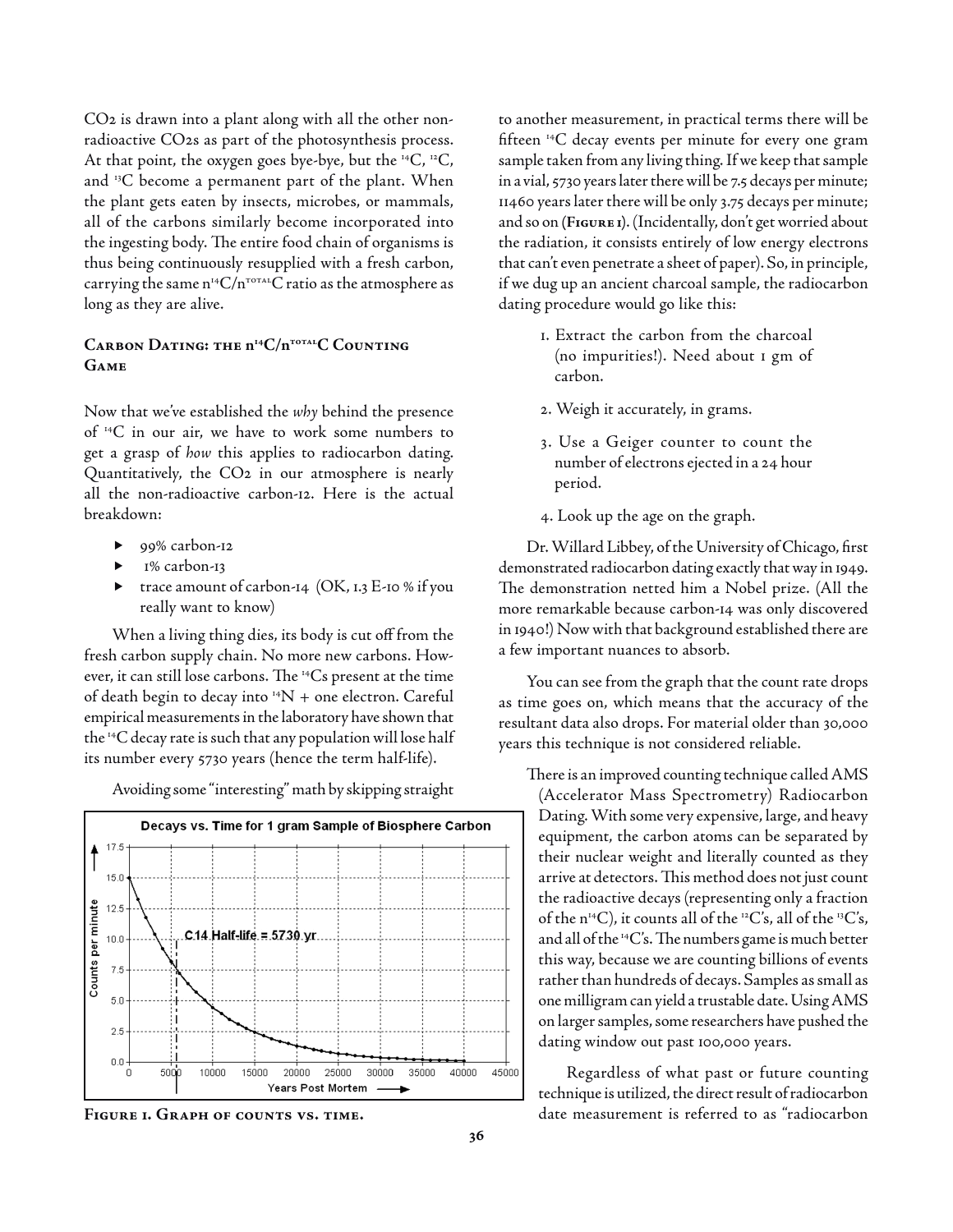CO2 is drawn into a plant along with all the other non-radioactive CO2s as part of the photosynthesis process. At that point, the oxygen goes bye-bye, but the $^{14}C$, $^{12}C$, and $^{13}C$ become a permanent part of the plant. When the plant gets eaten by insects, microbes, or mammals, all of the carbons similarly become incorporated into the ingesting body. The entire food chain of organisms is thus being continuously resupplied with a fresh carbon, carrying the same $n^{14}C/n^{TOTAL}C$ ratio as the atmosphere as long as they are alive.

### Carbon Dating: the $n^{14}C/n^{TOTAL}C$ Counting Game

Now that we've established the *why* behind the presence of $^{14}C$ in our air, we have to work some numbers to get a grasp of *how* this applies to radiocarbon dating. Quantitatively, the CO2 in our atmosphere is nearly all the non-radioactive carbon-12. Here is the actual breakdown:

- 99% carbon-12
- 1% carbon-13
- trace amount of carbon-14 (OK, 1.3 E-10 % if you really want to know)

When a living thing dies, its body is cut off from the fresh carbon supply chain. No more new carbons. However, it can still lose carbons. The $^{14}Cs$ present at the time of death begin to decay into $^{14}N$ + one electron. Careful empirical measurements in the laboratory have shown that the $^{14}C$ decay rate is such that any population will lose half its number every 5730 years (hence the term half-life).

Avoiding some "interesting" math by skipping straight to another measurement, in practical terms there will be fifteen $^{14}C$ decay events per minute for every one gram sample taken from any living thing. If we keep that sample in a vial, 5730 years later there will be 7.5 decays per minute; 11460 years later there will be only 3.75 decays per minute; and so on (**Figure 1**). (Incidentally, don't get worried about the radiation, it consists entirely of low energy electrons that can't even penetrate a sheet of paper). So, in principle, if we dug up an ancient charcoal sample, the radiocarbon dating procedure would go like this:

1. Extract the carbon from the charcoal (no impurities!). Need about 1 gm of carbon.
2. Weigh it accurately, in grams.
3. Use a Geiger counter to count the number of electrons ejected in a 24 hour period.
4. Look up the age on the graph.

**Figure 1. Graph of counts vs. time.**

Dr. Willard Libbey, of the University of Chicago, first demonstrated radiocarbon dating exactly that way in 1949. The demonstration netted him a Nobel prize. (All the more remarkable because carbon-14 was only discovered in 1940!) Now with that background established there are a few important nuances to absorb.

You can see from the graph that the count rate drops as time goes on, which means that the accuracy of the resultant data also drops. For material older than 30,000 years this technique is not considered reliable.

There is an improved counting technique called AMS (Accelerator Mass Spectrometry) Radiocarbon Dating. With some very expensive, large, and heavy equipment, the carbon atoms can be separated by their nuclear weight and literally counted as they arrive at detectors. This method does not just count the radioactive decays (representing only a fraction of the $n^{14}C$), it counts all of the $^{12}C$'s, all of the $^{13}C$'s, and all of the $^{14}C$'s. The numbers game is much better this way, because we are counting billions of events rather than hundreds of decays. Samples as small as one milligram can yield a trustable date. Using AMS on larger samples, some researchers have pushed the dating window out past 100,000 years.

Regardless of what past or future counting technique is utilized, the direct result of radiocarbon date measurement is referred to as "radiocarbon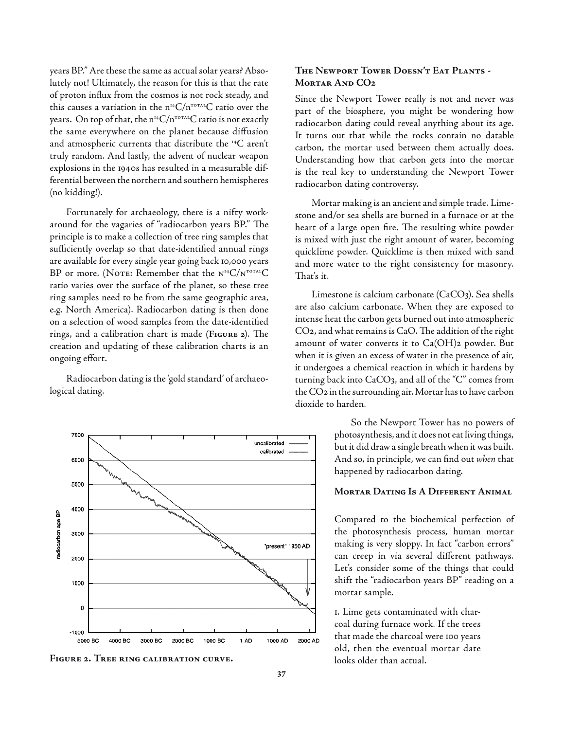years BP." Are these the same as actual solar years? Absolutely not! Ultimately, the reason for this is that the rate of proton influx from the cosmos is not rock steady, and this causes a variation in the $n^{14}C/n^{TOTAL}C$ ratio over the years. On top of that, the $n^{14}C/n^{TOTAL}C$ ratio is not exactly the same everywhere on the planet because diffusion and atmospheric currents that distribute the $^{14}C$ aren't truly random. And lastly, the advent of nuclear weapon explosions in the 1940s has resulted in a measurable differential between the northern and southern hemispheres (no kidding!).

Fortunately for archaeology, there is a nifty workaround for the vagaries of "radiocarbon years BP." The principle is to make a collection of tree ring samples that sufficiently overlap so that date-identified annual rings are available for every single year going back 10,000 years BP or more. (NOTE: Remember that the $N^{14}C/N^{TOTAL}C$ ratio varies over the surface of the planet, so these tree ring samples need to be from the same geographic area, e.g. North America). Radiocarbon dating is then done on a selection of wood samples from the date-identified rings, and a calibration chart is made (**Figure 2**). The creation and updating of these calibration charts is an ongoing effort.

Radiocarbon dating is the 'gold standard' of archaeological dating.

**Figure 2. Tree ring calibration curve.**

## The Newport Tower Doesn't Eat Plants - Mortar And CO2

Since the Newport Tower really is not and never was part of the biosphere, you might be wondering how radiocarbon dating could reveal anything about its age. It turns out that while the rocks contain no datable carbon, the mortar used between them actually does. Understanding how that carbon gets into the mortar is the real key to understanding the Newport Tower radiocarbon dating controversy.

Mortar making is an ancient and simple trade. Limestone and/or sea shells are burned in a furnace or at the heart of a large open fire. The resulting white powder is mixed with just the right amount of water, becoming quicklime powder. Quicklime is then mixed with sand and more water to the right consistency for masonry. That's it.

Limestone is calcium carbonate ($CaCO_3$). Sea shells are also calcium carbonate. When they are exposed to intense heat the carbon gets burned out into atmospheric $CO_2$, and what remains is CaO. The addition of the right amount of water converts it to $Ca(OH)_2$ powder. But when it is given an excess of water in the presence of air, it undergoes a chemical reaction in which it hardens by turning back into $CaCO_3$, and all of the "C" comes from the $CO_2$ in the surrounding air. Mortar has to have carbon dioxide to harden.

So the Newport Tower has no powers of photosynthesis, and it does not eat living things, but it did draw a single breath when it was built. And so, in principle, we can find out *when* that happened by radiocarbon dating.

## Mortar Dating Is A Different Animal

Compared to the biochemical perfection of the photosynthesis process, human mortar making is very sloppy. In fact "carbon errors" can creep in via several different pathways. Let's consider some of the things that could shift the "radiocarbon years BP" reading on a mortar sample.

1. Lime gets contaminated with charcoal during furnace work. If the trees that made the charcoal were 100 years old, then the eventual mortar date looks older than actual.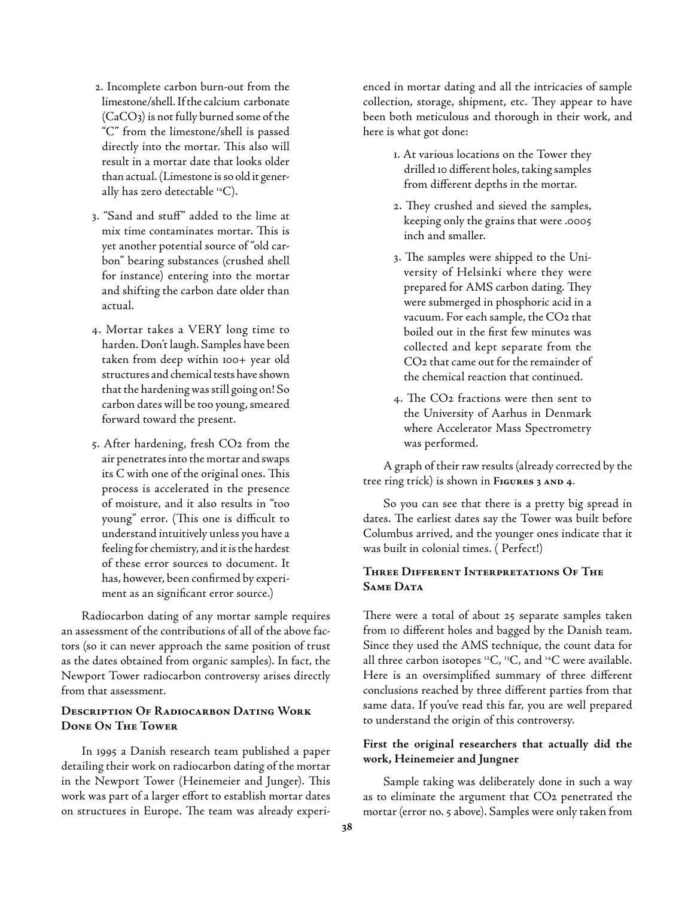2. Incomplete carbon burn-out from the limestone/shell. If the calcium carbonate ($CaCO_3$) is not fully burned some of the "C" from the limestone/shell is passed directly into the mortar. This also will result in a mortar date that looks older than actual. (Limestone is so old it generally has zero detectable $^{14}C$).

3. "Sand and stuff" added to the lime at mix time contaminates mortar. This is yet another potential source of "old carbon" bearing substances (crushed shell for instance) entering into the mortar and shifting the carbon date older than actual.

4. Mortar takes a VERY long time to harden. Don't laugh. Samples have been taken from deep within 100+ year old structures and chemical tests have shown that the hardening was still going on! So carbon dates will be too young, smeared forward toward the present.

5. After hardening, fresh $CO_2$ from the air penetrates into the mortar and swaps its C with one of the original ones. This process is accelerated in the presence of moisture, and it also results in "too young" error. (This one is difficult to understand intuitively unless you have a feeling for chemistry, and it is the hardest of these error sources to document. It has, however, been confirmed by experiment as an significant error source.)

Radiocarbon dating of any mortar sample requires an assessment of the contributions of all of the above factors (so it can never approach the same position of trust as the dates obtained from organic samples). In fact, the Newport Tower radiocarbon controversy arises directly from that assessment.

## Description Of Radiocarbon Dating Work Done On The Tower

In 1995 a Danish research team published a paper detailing their work on radiocarbon dating of the mortar in the Newport Tower (Heinemeier and Junger). This work was part of a larger effort to establish mortar dates on structures in Europe. The team was already experienced in mortar dating and all the intricacies of sample collection, storage, shipment, etc. They appear to have been both meticulous and thorough in their work, and here is what got done:

1. At various locations on the Tower they drilled 10 different holes, taking samples from different depths in the mortar.
2. They crushed and sieved the samples, keeping only the grains that were .0005 inch and smaller.
3. The samples were shipped to the University of Helsinki where they were prepared for AMS carbon dating. They were submerged in phosphoric acid in a vacuum. For each sample, the $CO_2$ that boiled out in the first few minutes was collected and kept separate from the $CO_2$ that came out for the remainder of the chemical reaction that continued.
4. The $CO_2$ fractions were then sent to the University of Aarhus in Denmark where Accelerator Mass Spectrometry was performed.

A graph of their raw results (already corrected by the tree ring trick) is shown in **Figures 3 and 4**.

So you can see that there is a pretty big spread in dates. The earliest dates say the Tower was built before Columbus arrived, and the younger ones indicate that it was built in colonial times. ( Perfect!)

## Three Different Interpretations Of The Same Data

There were a total of about 25 separate samples taken from 10 different holes and bagged by the Danish team. Since they used the AMS technique, the count data for all three carbon isotopes $^{12}C$, $^{13}C$, and $^{14}C$ were available. Here is an oversimplified summary of three different conclusions reached by three different parties from that same data. If you've read this far, you are well prepared to understand the origin of this controversy.

### First the original researchers that actually did the work, Heinemeier and Jungner

Sample taking was deliberately done in such a way as to eliminate the argument that $CO_2$ penetrated the mortar (error no. 5 above). Samples were only taken from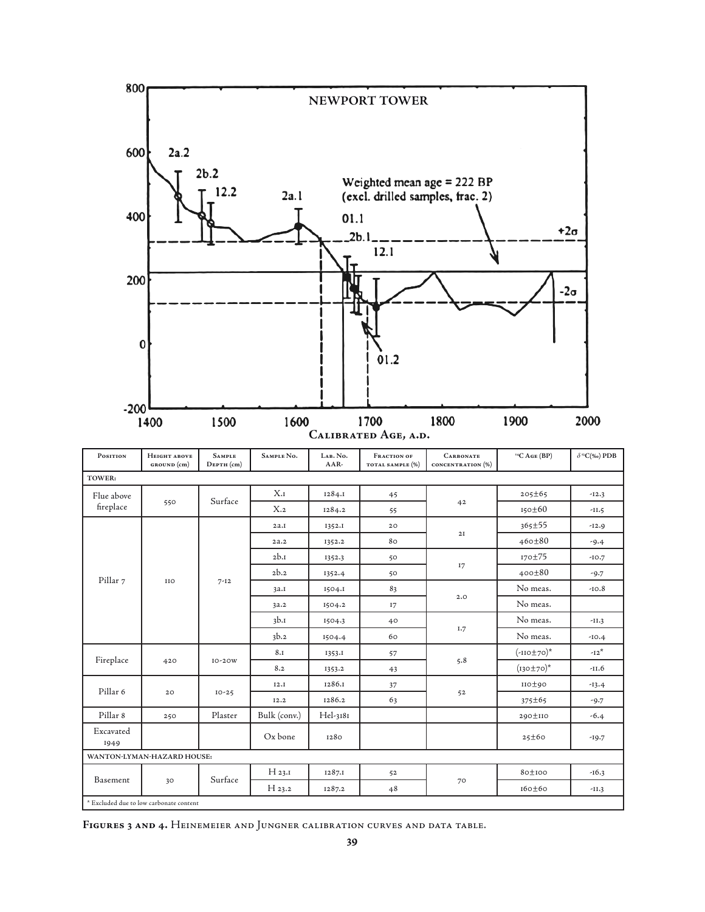NEWPORT TOWER

| Position | Height above ground (cm) | Sample Depth (cm) | Sample No. | Lab. No. AAR- | Fraction of total sample (%) | Carbonate concentration (%) | $^{14}$C Age (BP) | $\delta^{13}$C(‰) PDB |
|---|---|---|---|---|---|---|---|---|
| TOWER: | | | | | | | | |
| Flue above fireplace | 550 | Surface | X.1 | 1284.1 | 45 | 42 | 205±65 | -12.3 |
| | | | X.2 | 1284.2 | 55 | | 150±60 | -11.5 |
| Pillar 7 | 110 | 7-12 | 2a.1 | 1352.1 | 20 | 21 | 365±55 | -12.9 |
| | | | 2a.2 | 1352.2 | 80 | | 460±80 | -9.4 |
| | | | 2b.1 | 1352.3 | 50 | 17 | 170±75 | -10.7 |
| | | | 2b.2 | 1352.4 | 50 | | 400±80 | -9.7 |
| | | | 3a.1 | 1504.1 | 83 | 2.0 | No meas. | -10.8 |
| | | | 3a.2 | 1504.2 | 17 | | No meas. | |
| | | | 3b.1 | 1504.3 | 40 | 1.7 | No meas. | -11.3 |
| | | | 3b.2 | 1504.4 | 60 | | No meas. | -10.4 |
| Fireplace | 420 | 10-20w | 8.1 | 1353.1 | 57 | 5.8 | (-110±70)* | -12* |
| | | | 8.2 | 1353.2 | 43 | | (130±70)* | -11.6 |
| Pillar 6 | 20 | 10-25 | 12.1 | 1286.1 | 37 | 52 | 110±90 | -13.4 |
| | | | 12.2 | 1286.2 | 63 | | 375±65 | -9.7 |
| Pillar 8 | 250 | Plaster | Bulk (conv.) | Hel-3181 | | | 290±110 | -6.4 |
| Excavated 1949 | | | Ox bone | 1280 | | | 25±60 | -19.7 |
| WANTON-LYMAN-HAZARD HOUSE: | | | | | | | | |
| Basement | 30 | Surface | H 23.1 | 1287.1 | 52 | 70 | 80±100 | -16.3 |
| | | | H 23.2 | 1287.2 | 48 | | 160±60 | -11.3 |

\* Excluded due to low carbonate content

**Figures 3 and 4.** Heinemeier and Jungner calibration curves and data table.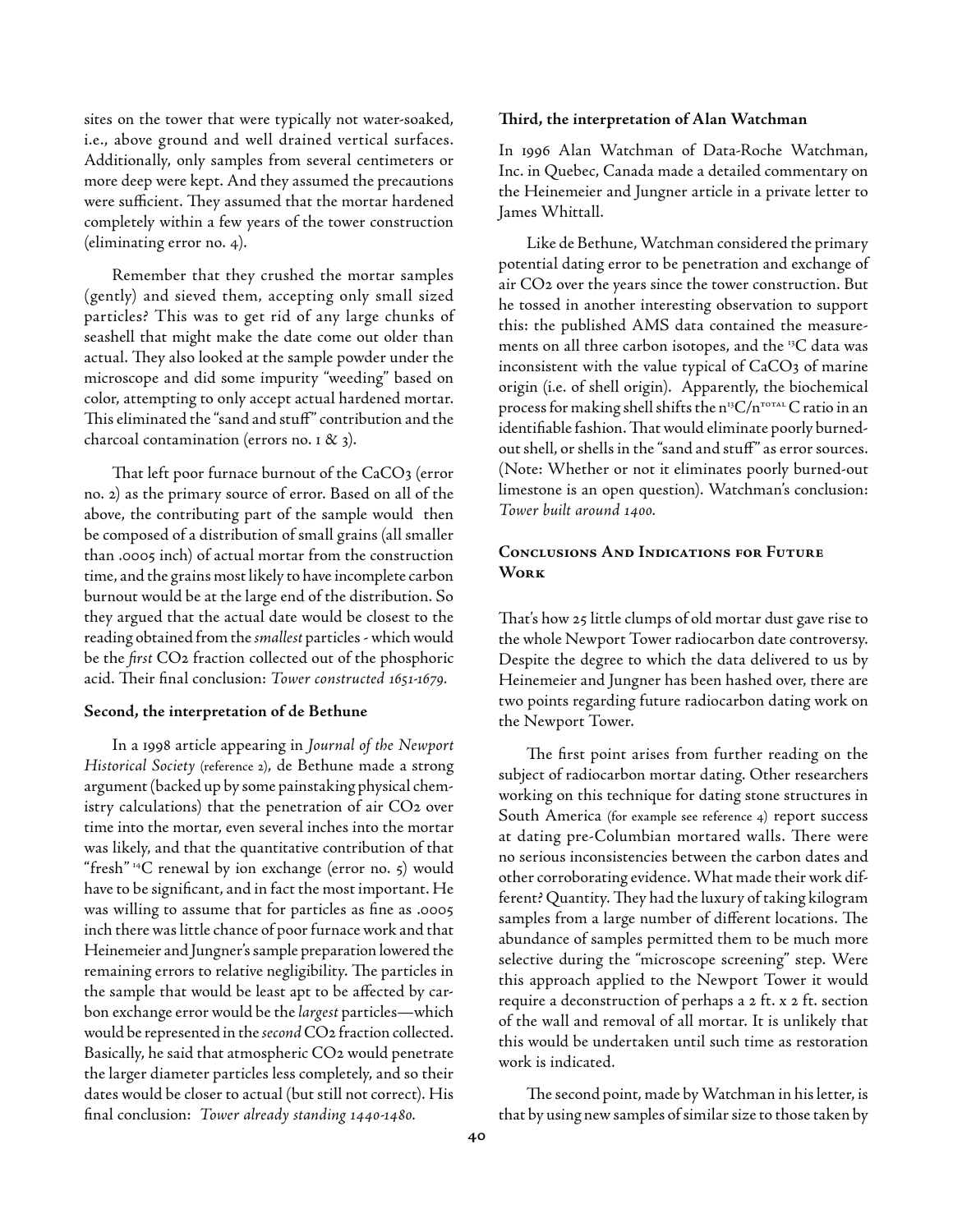sites on the tower that were typically not water-soaked, i.e., above ground and well drained vertical surfaces. Additionally, only samples from several centimeters or more deep were kept. And they assumed the precautions were sufficient. They assumed that the mortar hardened completely within a few years of the tower construction (eliminating error no. 4).

Remember that they crushed the mortar samples (gently) and sieved them, accepting only small sized particles? This was to get rid of any large chunks of seashell that might make the date come out older than actual. They also looked at the sample powder under the microscope and did some impurity "weeding" based on color, attempting to only accept actual hardened mortar. This eliminated the "sand and stuff" contribution and the charcoal contamination (errors no. 1 & 3).

That left poor furnace burnout of the $CaCO_3$ (error no. 2) as the primary source of error. Based on all of the above, the contributing part of the sample would then be composed of a distribution of small grains (all smaller than .0005 inch) of actual mortar from the construction time, and the grains most likely to have incomplete carbon burnout would be at the large end of the distribution. So they argued that the actual date would be closest to the reading obtained from the *smallest* particles - which would be the *first* $CO_2$ fraction collected out of the phosphoric acid. Their final conclusion: *Tower constructed 1651-1679.*

**Second, the interpretation of de Bethune**

In a 1998 article appearing in *Journal of the Newport Historical Society* (reference 2), de Bethune made a strong argument (backed up by some painstaking physical chemistry calculations) that the penetration of air $CO_2$ over time into the mortar, even several inches into the mortar was likely, and that the quantitative contribution of that "fresh" $^{14}C$ renewal by ion exchange (error no. 5) would have to be significant, and in fact the most important. He was willing to assume that for particles as fine as .0005 inch there was little chance of poor furnace work and that Heinemeier and Jungner's sample preparation lowered the remaining errors to relative negligibility. The particles in the sample that would be least apt to be affected by carbon exchange error would be the *largest* particles—which would be represented in the *second* $CO_2$ fraction collected. Basically, he said that atmospheric $CO_2$ would penetrate the larger diameter particles less completely, and so their dates would be closer to actual (but still not correct). His final conclusion: *Tower already standing 1440-1480.*

**Third, the interpretation of Alan Watchman**

In 1996 Alan Watchman of Data-Roche Watchman, Inc. in Quebec, Canada made a detailed commentary on the Heinemeier and Jungner article in a private letter to James Whittall.

Like de Bethune, Watchman considered the primary potential dating error to be penetration and exchange of air $CO_2$ over the years since the tower construction. But he tossed in another interesting observation to support this: the published AMS data contained the measurements on all three carbon isotopes, and the $^{13}C$ data was inconsistent with the value typical of $CaCO_3$ of marine origin (i.e. of shell origin). Apparently, the biochemical process for making shell shifts the $n^{13}C/n^{TOTAL}\,C$ ratio in an identifiable fashion. That would eliminate poorly burned-out shell, or shells in the "sand and stuff" as error sources. (Note: Whether or not it eliminates poorly burned-out limestone is an open question). Watchman's conclusion: *Tower built around 1400.*

## Conclusions And Indications for Future Work

That's how 25 little clumps of old mortar dust gave rise to the whole Newport Tower radiocarbon date controversy. Despite the degree to which the data delivered to us by Heinemeier and Jungner has been hashed over, there are two points regarding future radiocarbon dating work on the Newport Tower.

The first point arises from further reading on the subject of radiocarbon mortar dating. Other researchers working on this technique for dating stone structures in South America (for example see reference 4) report success at dating pre-Columbian mortared walls. There were no serious inconsistencies between the carbon dates and other corroborating evidence. What made their work different? Quantity. They had the luxury of taking kilogram samples from a large number of different locations. The abundance of samples permitted them to be much more selective during the "microscope screening" step. Were this approach applied to the Newport Tower it would require a deconstruction of perhaps a 2 ft. x 2 ft. section of the wall and removal of all mortar. It is unlikely that this would be undertaken until such time as restoration work is indicated.

The second point, made by Watchman in his letter, is that by using new samples of similar size to those taken by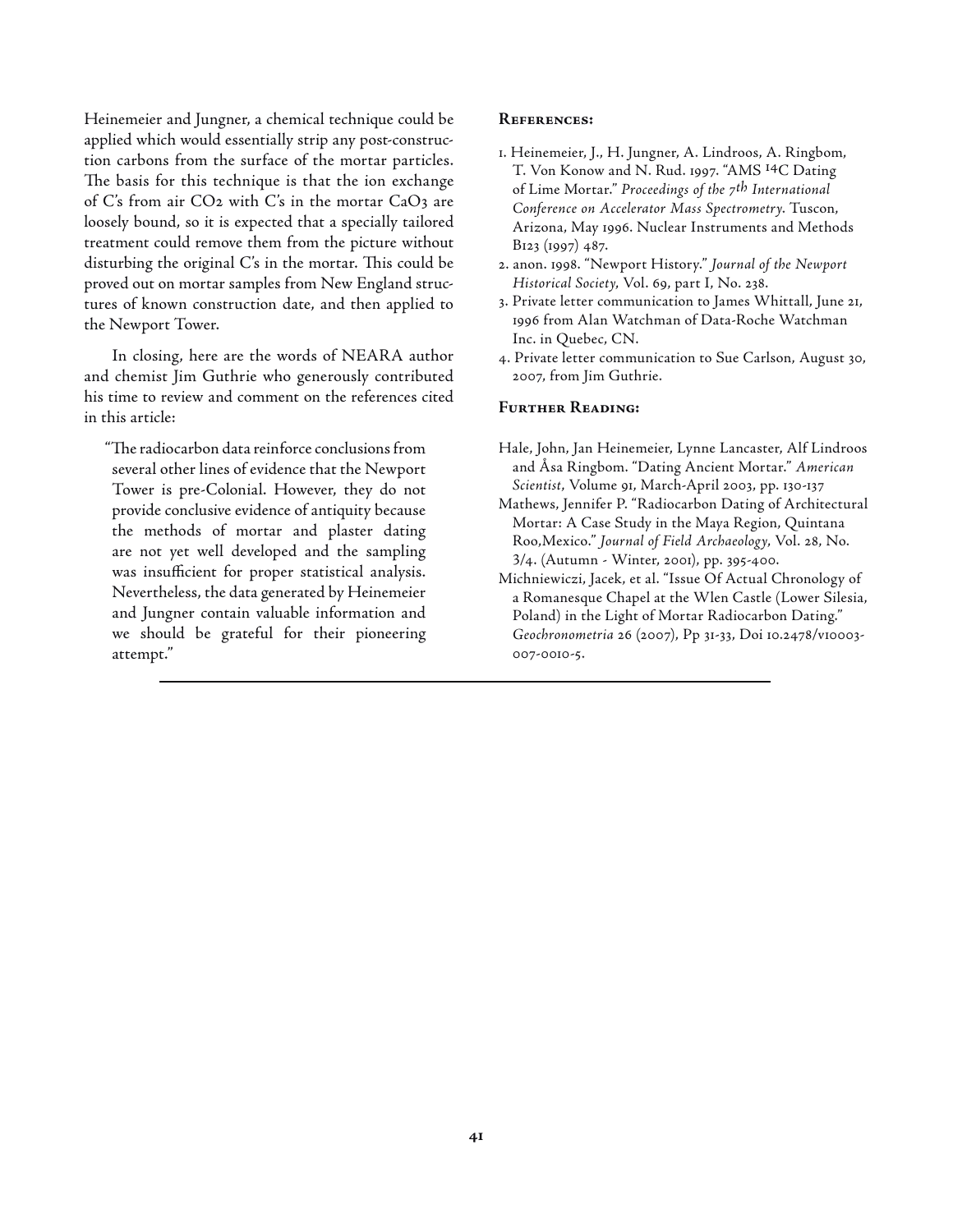Heinemeier and Jungner, a chemical technique could be applied which would essentially strip any post-construction carbons from the surface of the mortar particles. The basis for this technique is that the ion exchange of C's from air $CO_2$ with C's in the mortar $CaO_3$ are loosely bound, so it is expected that a specially tailored treatment could remove them from the picture without disturbing the original C's in the mortar. This could be proved out on mortar samples from New England structures of known construction date, and then applied to the Newport Tower.

In closing, here are the words of NEARA author and chemist Jim Guthrie who generously contributed his time to review and comment on the references cited in this article:

> "The radiocarbon data reinforce conclusions from several other lines of evidence that the Newport Tower is pre-Colonial. However, they do not provide conclusive evidence of antiquity because the methods of mortar and plaster dating are not yet well developed and the sampling was insufficient for proper statistical analysis. Nevertheless, the data generated by Heinemeier and Jungner contain valuable information and we should be grateful for their pioneering attempt."

### References:

1. Heinemeier, J., H. Jungner, A. Lindroos, A. Ringbom, T. Von Konow and N. Rud. 1997. "AMS $^{14}C$ Dating of Lime Mortar." *Proceedings of the 7th International Conference on Accelerator Mass Spectrometry*. Tuscon, Arizona, May 1996. Nuclear Instruments and Methods B123 (1997) 487.
2. anon. 1998. "Newport History." *Journal of the Newport Historical Society*, Vol. 69, part I, No. 238.
3. Private letter communication to James Whittall, June 21, 1996 from Alan Watchman of Data-Roche Watchman Inc. in Quebec, CN.
4. Private letter communication to Sue Carlson, August 30, 2007, from Jim Guthrie.

### Further Reading:

Hale, John, Jan Heinemeier, Lynne Lancaster, Alf Lindroos and Åsa Ringbom. "Dating Ancient Mortar." *American Scientist*, Volume 91, March-April 2003, pp. 130-137

Mathews, Jennifer P. "Radiocarbon Dating of Architectural Mortar: A Case Study in the Maya Region, Quintana Roo,Mexico." *Journal of Field Archaeology*, Vol. 28, No. 3/4. (Autumn - Winter, 2001), pp. 395-400.

Michniewiczi, Jacek, et al. "Issue Of Actual Chronology of a Romanesque Chapel at the Wlen Castle (Lower Silesia, Poland) in the Light of Mortar Radiocarbon Dating." *Geochronometria* 26 (2007), Pp 31-33, Doi 10.2478/v10003-007-0010-5.